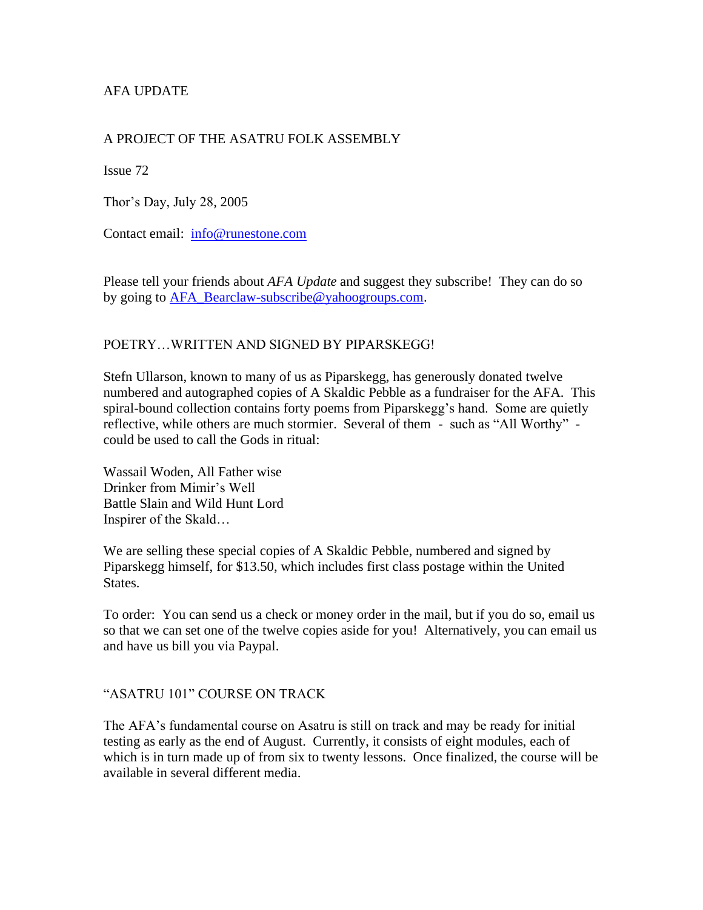AFA UPDATE

A PROJECT OF THE ASATRU FOLK ASSEMBLY

Issue 72

Thor's Day, July 28, 2005

Contact email: info@runestone.com

Please tell your friends about *AFA Update* and suggest they subscribe! They can do so by going to AFA_Bearclaw-subscribe@yahoogroups.com.

## POETRY…WRITTEN AND SIGNED BY PIPARSKEGG!

Stefn Ullarson, known to many of us as Piparskegg, has generously donated twelve numbered and autographed copies of A Skaldic Pebble as a fundraiser for the AFA. This spiral-bound collection contains forty poems from Piparskegg's hand. Some are quietly reflective, while others are much stormier. Several of them - such as "All Worthy" - could be used to call the Gods in ritual:

Wassail Woden, All Father wise
Drinker from Mimir's Well
Battle Slain and Wild Hunt Lord
Inspirer of the Skald…

We are selling these special copies of A Skaldic Pebble, numbered and signed by Piparskegg himself, for $13.50, which includes first class postage within the United States.

To order: You can send us a check or money order in the mail, but if you do so, email us so that we can set one of the twelve copies aside for you! Alternatively, you can email us and have us bill you via Paypal.

## "ASATRU 101" COURSE ON TRACK

The AFA's fundamental course on Asatru is still on track and may be ready for initial testing as early as the end of August. Currently, it consists of eight modules, each of which is in turn made up of from six to twenty lessons. Once finalized, the course will be available in several different media.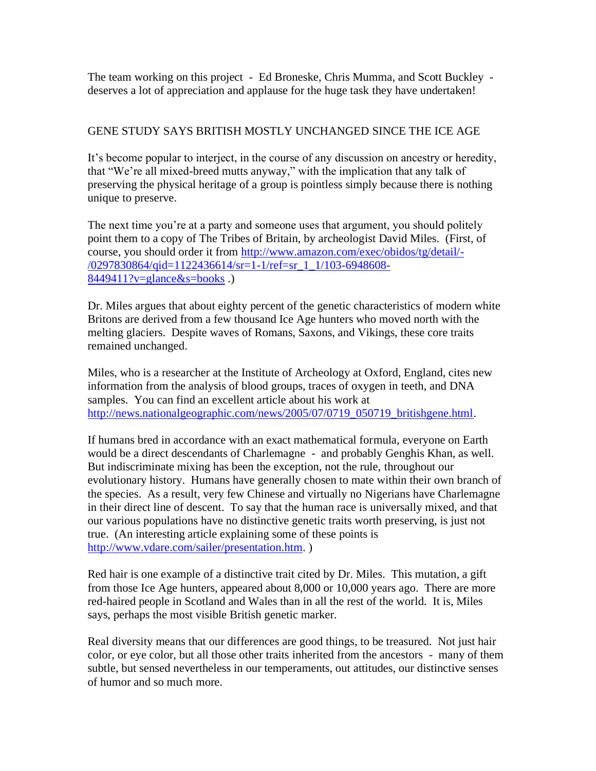The team working on this project - Ed Broneske, Chris Mumma, and Scott Buckley - deserves a lot of appreciation and applause for the huge task they have undertaken!

## GENE STUDY SAYS BRITISH MOSTLY UNCHANGED SINCE THE ICE AGE

It's become popular to interject, in the course of any discussion on ancestry or heredity, that "We're all mixed-breed mutts anyway," with the implication that any talk of preserving the physical heritage of a group is pointless simply because there is nothing unique to preserve.

The next time you're at a party and someone uses that argument, you should politely point them to a copy of The Tribes of Britain, by archeologist David Miles. (First, of course, you should order it from http://www.amazon.com/exec/obidos/tg/detail/-/0297830864/qid=1122436614/sr=1-1/ref=sr_1_1/103-6948608-8449411?v=glance&s=books .)

Dr. Miles argues that about eighty percent of the genetic characteristics of modern white Britons are derived from a few thousand Ice Age hunters who moved north with the melting glaciers. Despite waves of Romans, Saxons, and Vikings, these core traits remained unchanged.

Miles, who is a researcher at the Institute of Archeology at Oxford, England, cites new information from the analysis of blood groups, traces of oxygen in teeth, and DNA samples. You can find an excellent article about his work at http://news.nationalgeographic.com/news/2005/07/0719_050719_britishgene.html.

If humans bred in accordance with an exact mathematical formula, everyone on Earth would be a direct descendants of Charlemagne - and probably Genghis Khan, as well. But indiscriminate mixing has been the exception, not the rule, throughout our evolutionary history. Humans have generally chosen to mate within their own branch of the species. As a result, very few Chinese and virtually no Nigerians have Charlemagne in their direct line of descent. To say that the human race is universally mixed, and that our various populations have no distinctive genetic traits worth preserving, is just not true. (An interesting article explaining some of these points is http://www.vdare.com/sailer/presentation.htm. )

Red hair is one example of a distinctive trait cited by Dr. Miles. This mutation, a gift from those Ice Age hunters, appeared about 8,000 or 10,000 years ago. There are more red-haired people in Scotland and Wales than in all the rest of the world. It is, Miles says, perhaps the most visible British genetic marker.

Real diversity means that our differences are good things, to be treasured. Not just hair color, or eye color, but all those other traits inherited from the ancestors - many of them subtle, but sensed nevertheless in our temperaments, out attitudes, our distinctive senses of humor and so much more.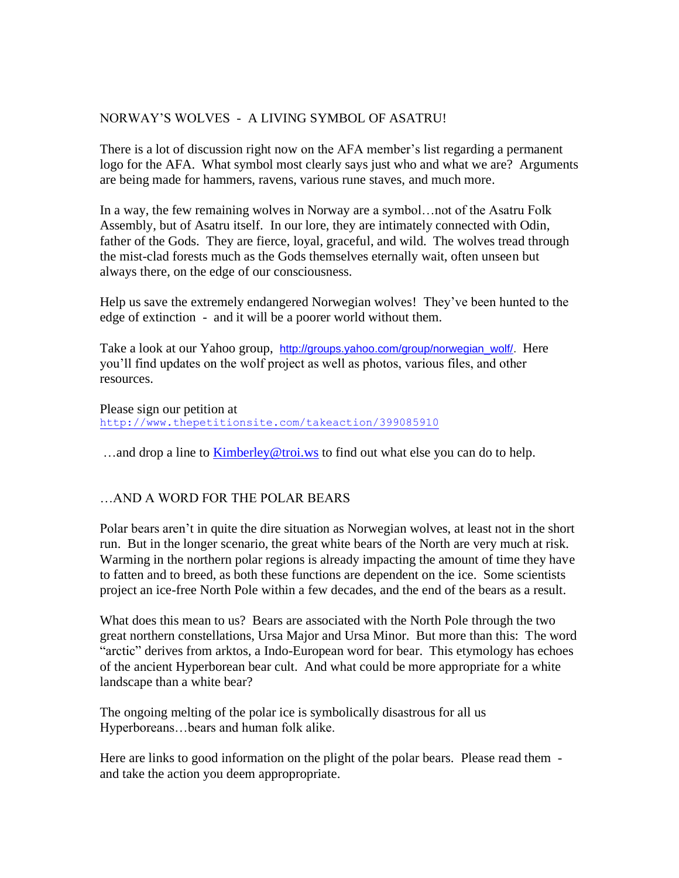## NORWAY'S WOLVES - A LIVING SYMBOL OF ASATRU!

There is a lot of discussion right now on the AFA member's list regarding a permanent logo for the AFA. What symbol most clearly says just who and what we are? Arguments are being made for hammers, ravens, various rune staves, and much more.

In a way, the few remaining wolves in Norway are a symbol…not of the Asatru Folk Assembly, but of Asatru itself. In our lore, they are intimately connected with Odin, father of the Gods. They are fierce, loyal, graceful, and wild. The wolves tread through the mist-clad forests much as the Gods themselves eternally wait, often unseen but always there, on the edge of our consciousness.

Help us save the extremely endangered Norwegian wolves! They've been hunted to the edge of extinction - and it will be a poorer world without them.

Take a look at our Yahoo group, http://groups.yahoo.com/group/norwegian_wolf/. Here you'll find updates on the wolf project as well as photos, various files, and other resources.

Please sign our petition at
http://www.thepetitionsite.com/takeaction/399085910

…and drop a line to Kimberley@troi.ws to find out what else you can do to help.

## …AND A WORD FOR THE POLAR BEARS

Polar bears aren't in quite the dire situation as Norwegian wolves, at least not in the short run. But in the longer scenario, the great white bears of the North are very much at risk. Warming in the northern polar regions is already impacting the amount of time they have to fatten and to breed, as both these functions are dependent on the ice. Some scientists project an ice-free North Pole within a few decades, and the end of the bears as a result.

What does this mean to us? Bears are associated with the North Pole through the two great northern constellations, Ursa Major and Ursa Minor. But more than this: The word "arctic" derives from arktos, a Indo-European word for bear. This etymology has echoes of the ancient Hyperborean bear cult. And what could be more appropriate for a white landscape than a white bear?

The ongoing melting of the polar ice is symbolically disastrous for all us Hyperboreans…bears and human folk alike.

Here are links to good information on the plight of the polar bears. Please read them - and take the action you deem approppropriate.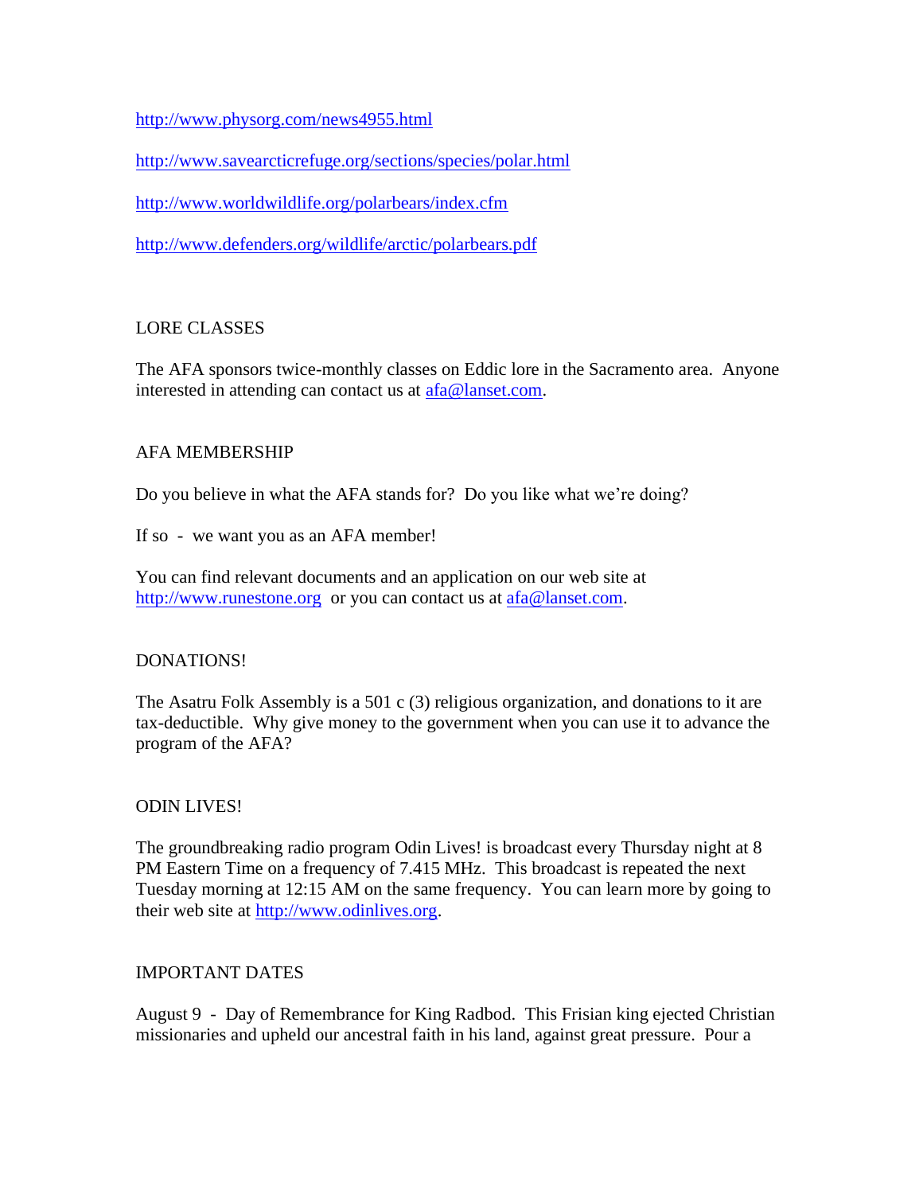http://www.physorg.com/news4955.html

http://www.savearcticrefuge.org/sections/species/polar.html

http://www.worldwildlife.org/polarbears/index.cfm

http://www.defenders.org/wildlife/arctic/polarbears.pdf

## LORE CLASSES

The AFA sponsors twice-monthly classes on Eddic lore in the Sacramento area. Anyone interested in attending can contact us at afa@lanset.com.

## AFA MEMBERSHIP

Do you believe in what the AFA stands for? Do you like what we're doing?

If so - we want you as an AFA member!

You can find relevant documents and an application on our web site at http://www.runestone.org or you can contact us at afa@lanset.com.

## DONATIONS!

The Asatru Folk Assembly is a 501 c (3) religious organization, and donations to it are tax-deductible. Why give money to the government when you can use it to advance the program of the AFA?

## ODIN LIVES!

The groundbreaking radio program Odin Lives! is broadcast every Thursday night at 8 PM Eastern Time on a frequency of 7.415 MHz. This broadcast is repeated the next Tuesday morning at 12:15 AM on the same frequency. You can learn more by going to their web site at http://www.odinlives.org.

## IMPORTANT DATES

August 9 - Day of Remembrance for King Radbod. This Frisian king ejected Christian missionaries and upheld our ancestral faith in his land, against great pressure. Pour a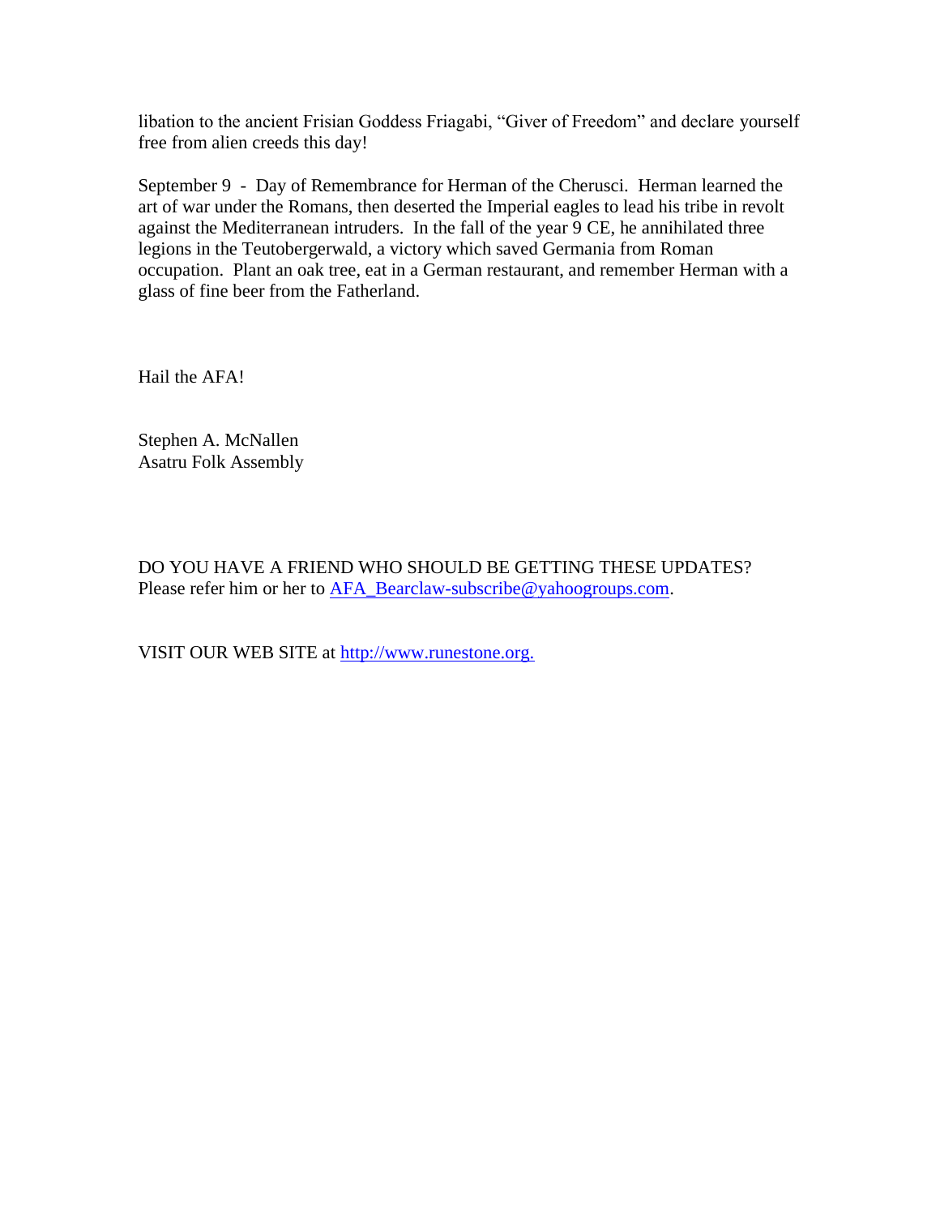libation to the ancient Frisian Goddess Friagabi, “Giver of Freedom” and declare yourself free from alien creeds this day!

September 9 - Day of Remembrance for Herman of the Cherusci. Herman learned the art of war under the Romans, then deserted the Imperial eagles to lead his tribe in revolt against the Mediterranean intruders. In the fall of the year 9 CE, he annihilated three legions in the Teutobergerwald, a victory which saved Germania from Roman occupation. Plant an oak tree, eat in a German restaurant, and remember Herman with a glass of fine beer from the Fatherland.

Hail the AFA!

Stephen A. McNallen
Asatru Folk Assembly

DO YOU HAVE A FRIEND WHO SHOULD BE GETTING THESE UPDATES? Please refer him or her to AFA_Bearclaw-subscribe@yahoogroups.com.

VISIT OUR WEB SITE at http://www.runestone.org.